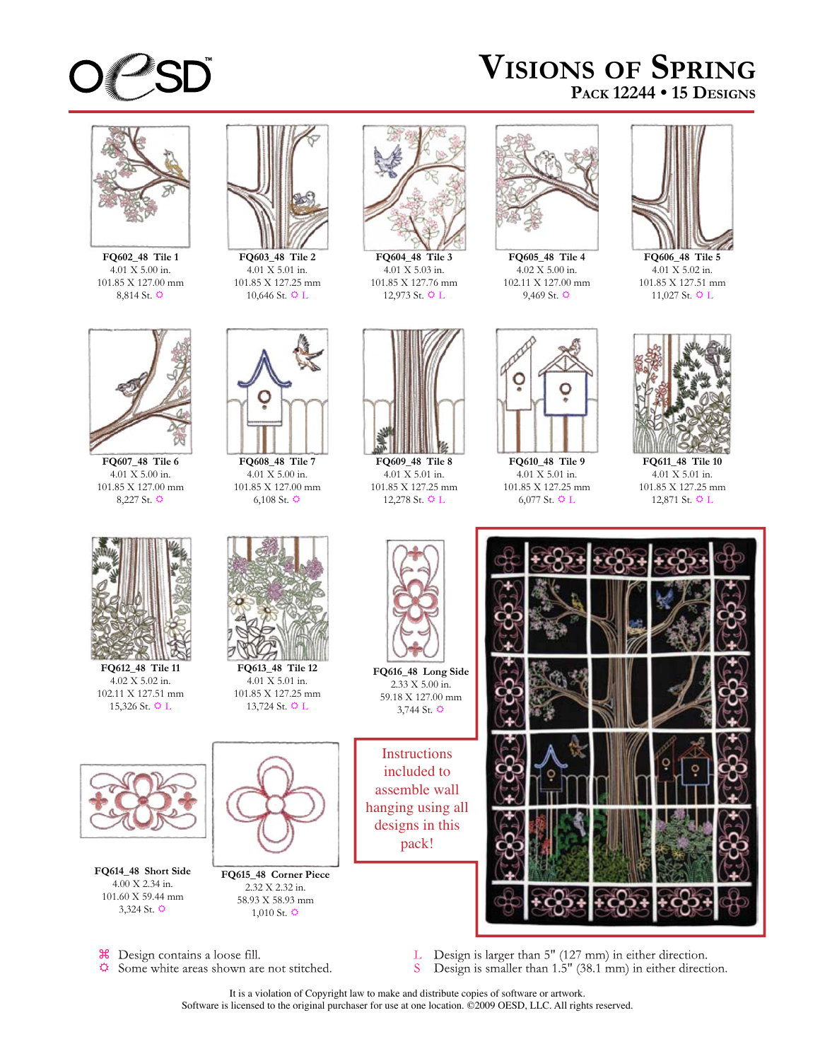OESD™

# Visions of Spring

## Pack 12244 • 15 Designs

**FQ602_48 Tile 1**
4.01 X 5.00 in.
101.85 X 127.00 mm
8,814 St. ✿

**FQ603_48 Tile 2**
4.01 X 5.01 in.
101.85 X 127.25 mm
10,646 St. ✿ L

**FQ604_48 Tile 3**
4.01 X 5.03 in.
101.85 X 127.76 mm
12,973 St. ✿ L

**FQ605_48 Tile 4**
4.02 X 5.00 in.
102.11 X 127.00 mm
9,469 St. ✿

**FQ606_48 Tile 5**
4.01 X 5.02 in.
101.85 X 127.51 mm
11,027 St. ✿ L

**FQ607_48 Tile 6**
4.01 X 5.00 in.
101.85 X 127.00 mm
8,227 St. ✿

**FQ608_48 Tile 7**
4.01 X 5.00 in.
101.85 X 127.00 mm
6,108 St. ✿

**FQ609_48 Tile 8**
4.01 X 5.01 in.
101.85 X 127.25 mm
12,278 St. ✿ L

**FQ610_48 Tile 9**
4.01 X 5.01 in.
101.85 X 127.25 mm
6,077 St. ✿ L

**FQ611_48 Tile 10**
4.01 X 5.01 in.
101.85 X 127.25 mm
12,871 St. ✿ L

**FQ612_48 Tile 11**
4.02 X 5.02 in.
102.11 X 127.51 mm
15,326 St. ✿ L

**FQ613_48 Tile 12**
4.01 X 5.01 in.
101.85 X 127.25 mm
13,724 St. ✿ L

**FQ616_48 Long Side**
2.33 X 5.00 in.
59.18 X 127.00 mm
3,744 St. ✿

**FQ614_48 Short Side**
4.00 X 2.34 in.
101.60 X 59.44 mm
3,324 St. ✿

**FQ615_48 Corner Piece**
2.32 X 2.32 in.
58.93 X 58.93 mm
1,010 St. ✿

Instructions included to assemble wall hanging using all designs in this pack!

⌘ Design contains a loose fill.
✿ Some white areas shown are not stitched.
L Design is larger than 5" (127 mm) in either direction.
S Design is smaller than 1.5" (38.1 mm) in either direction.

It is a violation of Copyright law to make and distribute copies of software or artwork.
Software is licensed to the original purchaser for use at one location. ©2009 OESD, LLC. All rights reserved.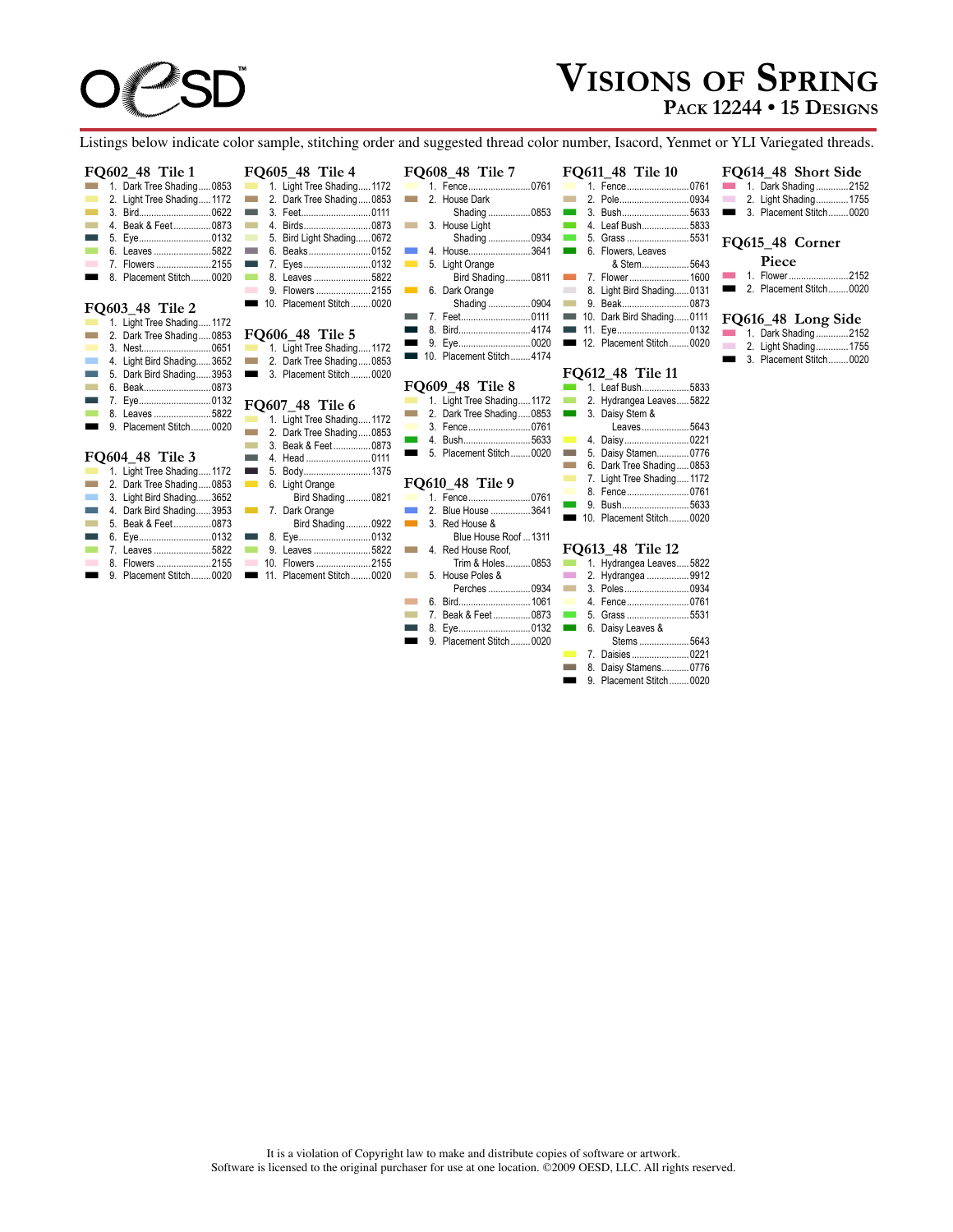# Visions of Spring

## Pack 12244 • 15 Designs

Listings below indicate color sample, stitching order and suggested thread color number, Isacord, Yenmet or YLI Variegated threads.

### FQ602_48 Tile 1

1. Dark Tree Shading.....0853
2. Light Tree Shading.....1172
3. Bird.....0622
4. Beak & Feet.....0873
5. Eye.....0132
6. Leaves.....5822
7. Flowers.....2155
8. Placement Stitch.....0020

### FQ603_48 Tile 2

1. Light Tree Shading.....1172
2. Dark Tree Shading.....0853
3. Nest.....0651
4. Light Bird Shading.....3652
5. Dark Bird Shading.....3953
6. Beak.....0873
7. Eye.....0132
8. Leaves.....5822
9. Placement Stitch.....0020

### FQ604_48 Tile 3

1. Light Tree Shading.....1172
2. Dark Tree Shading.....0853
3. Light Bird Shading.....3652
4. Dark Bird Shading.....3953
5. Beak & Feet.....0873
6. Eye.....0132
7. Leaves.....5822
8. Flowers.....2155
9. Placement Stitch.....0020

### FQ605_48 Tile 4

1. Light Tree Shading.....1172
2. Dark Tree Shading.....0853
3. Feet.....0111
4. Birds.....0873
5. Bird Light Shading.....0672
6. Beaks.....0152
7. Eyes.....0132
8. Leaves.....5822
9. Flowers.....2155
10. Placement Stitch.....0020

### FQ606_48 Tile 5

1. Light Tree Shading.....1172
2. Dark Tree Shading.....0853
3. Placement Stitch.....0020

### FQ607_48 Tile 6

1. Light Tree Shading.....1172
2. Dark Tree Shading.....0853
3. Beak & Feet.....0873
4. Head.....0111
5. Body.....1375
6. Light Orange Bird Shading.....0821
7. Dark Orange Bird Shading.....0922
8. Eye.....0132
9. Leaves.....5822
10. Flowers.....2155
11. Placement Stitch.....0020

### FQ608_48 Tile 7

1. Fence.....0761
2. House Dark Shading.....0853
3. House Light Shading.....0934
4. House.....3641
5. Light Orange Bird Shading.....0811
6. Dark Orange Shading.....0904
7. Feet.....0111
8. Bird.....4174
9. Eye.....0020
10. Placement Stitch.....4174

### FQ609_48 Tile 8

1. Light Tree Shading.....1172
2. Dark Tree Shading.....0853
3. Fence.....0761
4. Bush.....5633
5. Placement Stitch.....0020

### FQ610_48 Tile 9

1. Fence.....0761
2. Blue House.....3641
3. Red House & Blue House Roof.....1311
4. Red House Roof, Trim & Holes.....0853
5. House Poles & Perches.....0934
6. Bird.....1061
7. Beak & Feet.....0873
8. Eye.....0132
9. Placement Stitch.....0020

### FQ611_48 Tile 10

1. Fence.....0761
2. Pole.....0934
3. Bush.....5633
4. Leaf Bush.....5833
5. Grass.....5531
6. Flowers, Leaves & Stem.....5643
7. Flower.....1600
8. Light Bird Shading.....0131
9. Beak.....0873
10. Dark Bird Shading.....0111
11. Eye.....0132
12. Placement Stitch.....0020

### FQ612_48 Tile 11

1. Leaf Bush.....5833
2. Hydrangea Leaves.....5822
3. Daisy Stem & Leaves.....5643
4. Daisy.....0221
5. Daisy Stamen.....0776
6. Dark Tree Shading.....0853
7. Light Tree Shading.....1172
8. Fence.....0761
9. Bush.....5633
10. Placement Stitch.....0020

### FQ613_48 Tile 12

1. Hydrangea Leaves.....5822
2. Hydrangea.....9912
3. Poles.....0934
4. Fence.....0761
5. Grass.....5531
6. Daisy Leaves & Stems.....5643
7. Daisies.....0221
8. Daisy Stamens.....0776
9. Placement Stitch.....0020

### FQ614_48 Short Side

1. Dark Shading.....2152
2. Light Shading.....1755
3. Placement Stitch.....0020

### FQ615_48 Corner Piece

1. Flower.....2152
2. Placement Stitch.....0020

### FQ616_48 Long Side

1. Dark Shading.....2152
2. Light Shading.....1755
3. Placement Stitch.....0020

It is a violation of Copyright law to make and distribute copies of software or artwork.
Software is licensed to the original purchaser for use at one location. ©2009 OESD, LLC. All rights reserved.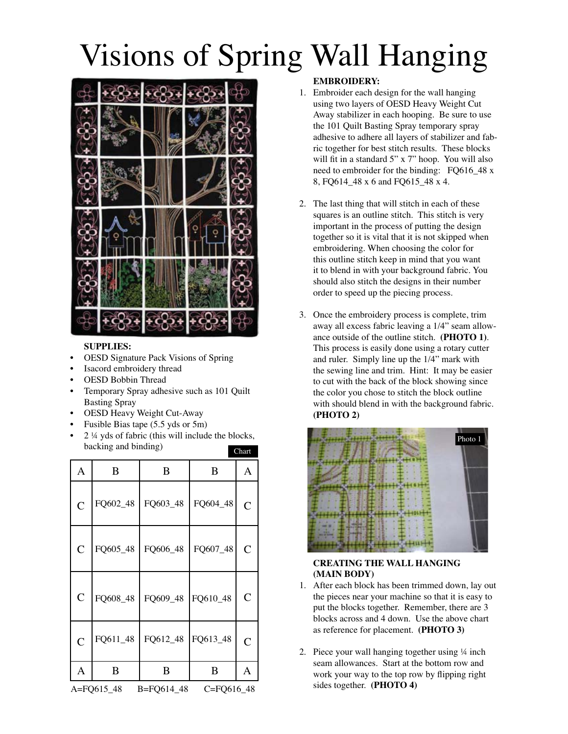# Visions of Spring Wall Hanging

**SUPPLIES:**

- OESD Signature Pack Visions of Spring
- Isacord embroidery thread
- OESD Bobbin Thread
- Temporary Spray adhesive such as 101 Quilt Basting Spray
- OESD Heavy Weight Cut-Away
- Fusible Bias tape (5.5 yds or 5m)
- 2 ¼ yds of fabric (this will include the blocks, backing and binding)

Chart

| A | B | B | B | A |
|---|---|---|---|---|
| C | FQ602_48 | FQ603_48 | FQ604_48 | C |
| C | FQ605_48 | FQ606_48 | FQ607_48 | C |
| C | FQ608_48 | FQ609_48 | FQ610_48 | C |
| C | FQ611_48 | FQ612_48 | FQ613_48 | C |
| A | B | B | B | A |

A=FQ615_48 B=FQ614_48 C=FQ616_48

**EMBROIDERY:**

1. Embroider each design for the wall hanging using two layers of OESD Heavy Weight Cut Away stabilizer in each hooping. Be sure to use the 101 Quilt Basting Spray temporary spray adhesive to adhere all layers of stabilizer and fabric together for best stitch results. These blocks will fit in a standard 5" x 7" hoop. You will also need to embroider for the binding: FQ616_48 x 8, FQ614_48 x 6 and FQ615_48 x 4.

2. The last thing that will stitch in each of these squares is an outline stitch. This stitch is very important in the process of putting the design together so it is vital that it is not skipped when embroidering. When choosing the color for this outline stitch keep in mind that you want it to blend in with your background fabric. You should also stitch the designs in their number order to speed up the piecing process.

3. Once the embroidery process is complete, trim away all excess fabric leaving a 1/4" seam allowance outside of the outline stitch. **(PHOTO 1)**. This process is easily done using a rotary cutter and ruler. Simply line up the 1/4" mark with the sewing line and trim. Hint: It may be easier to cut with the back of the block showing since the color you chose to stitch the block outline with should blend in with the background fabric. **(PHOTO 2)**

Photo 1

**CREATING THE WALL HANGING (MAIN BODY)**

1. After each block has been trimmed down, lay out the pieces near your machine so that it is easy to put the blocks together. Remember, there are 3 blocks across and 4 down. Use the above chart as reference for placement. **(PHOTO 3)**

2. Piece your wall hanging together using ¼ inch seam allowances. Start at the bottom row and work your way to the top row by flipping right sides together. **(PHOTO 4)**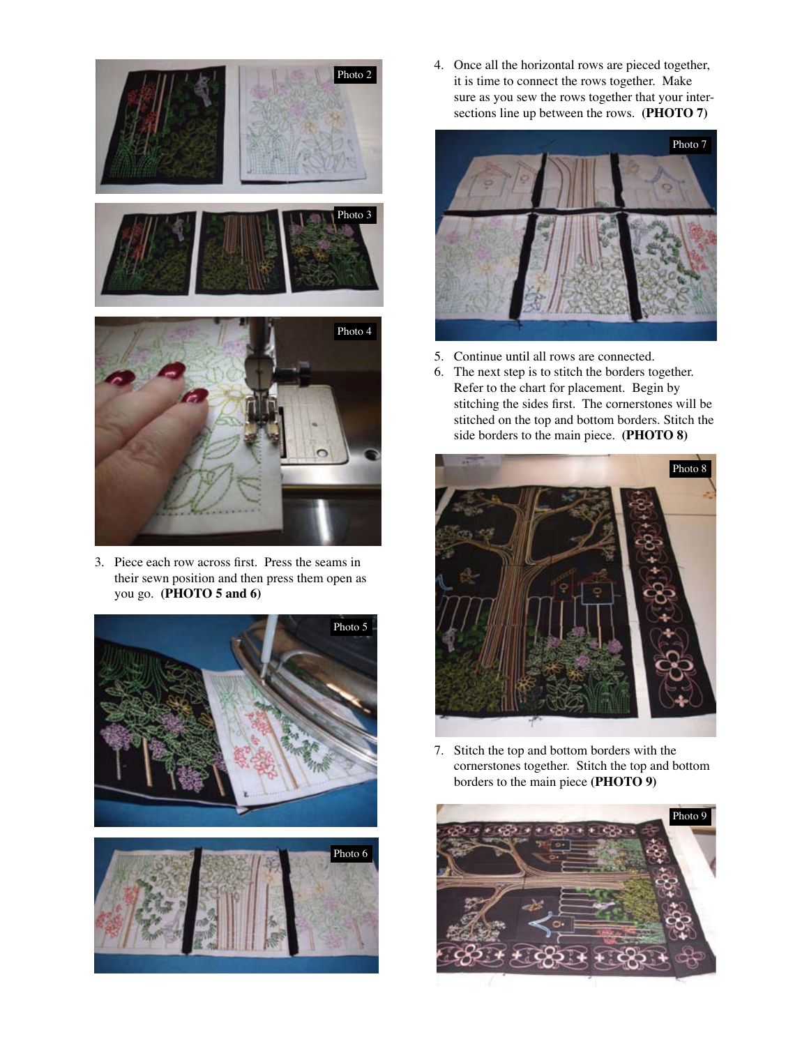3. Piece each row across first. Press the seams in their sewn position and then press them open as you go. **(PHOTO 5 and 6)**

4. Once all the horizontal rows are pieced together, it is time to connect the rows together. Make sure as you sew the rows together that your intersections line up between the rows. **(PHOTO 7)**

5. Continue until all rows are connected.

6. The next step is to stitch the borders together. Refer to the chart for placement. Begin by stitching the sides first. The cornerstones will be stitched on the top and bottom borders. Stitch the side borders to the main piece. **(PHOTO 8)**

7. Stitch the top and bottom borders with the cornerstones together. Stitch the top and bottom borders to the main piece **(PHOTO 9)**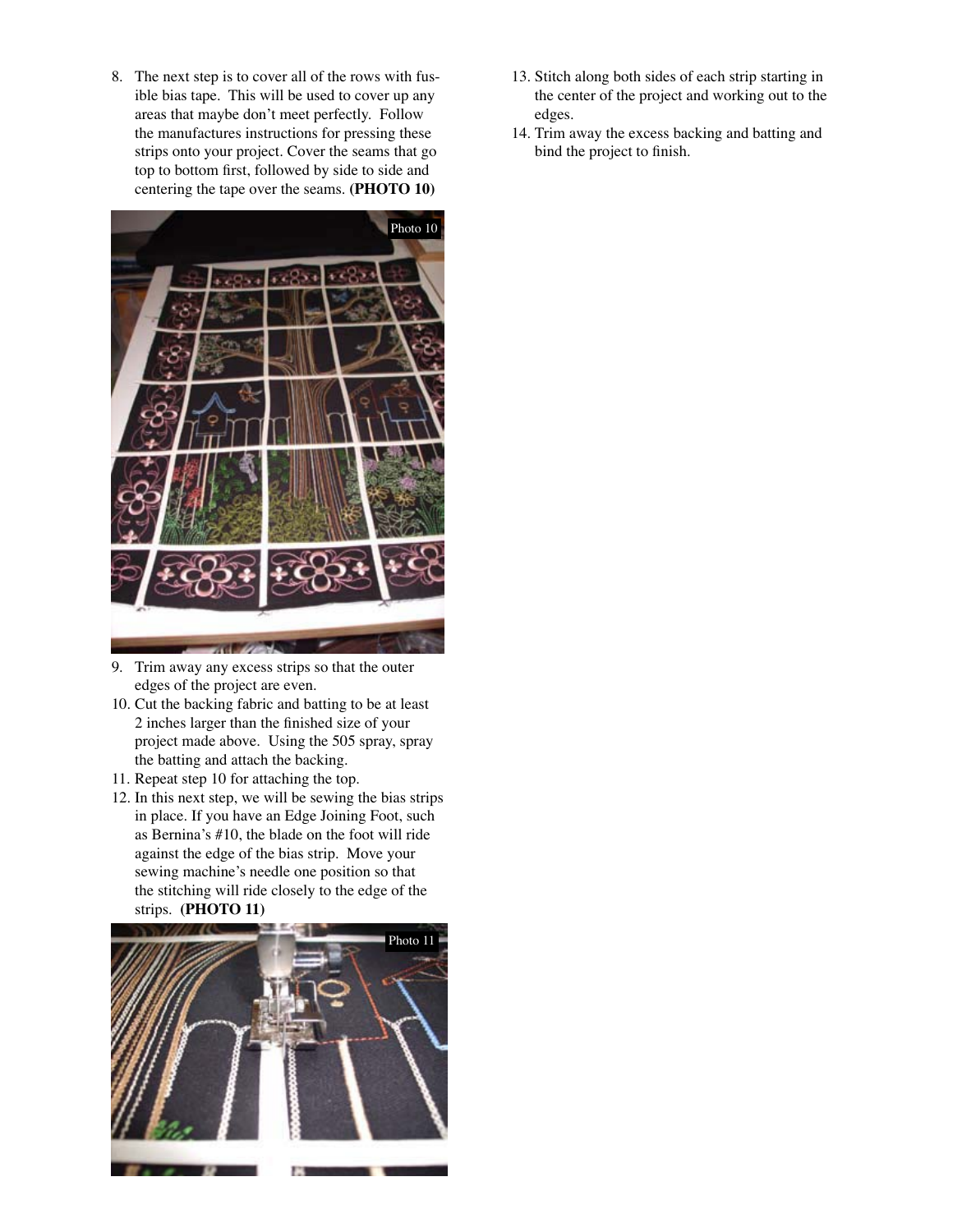8. The next step is to cover all of the rows with fusible bias tape. This will be used to cover up any areas that maybe don't meet perfectly. Follow the manufactures instructions for pressing these strips onto your project. Cover the seams that go top to bottom first, followed by side to side and centering the tape over the seams. **(PHOTO 10)**

Photo 10

9. Trim away any excess strips so that the outer edges of the project are even.
10. Cut the backing fabric and batting to be at least 2 inches larger than the finished size of your project made above. Using the 505 spray, spray the batting and attach the backing.
11. Repeat step 10 for attaching the top.
12. In this next step, we will be sewing the bias strips in place. If you have an Edge Joining Foot, such as Bernina's #10, the blade on the foot will ride against the edge of the bias strip. Move your sewing machine's needle one position so that the stitching will ride closely to the edge of the strips. **(PHOTO 11)**

Photo 11

13. Stitch along both sides of each strip starting in the center of the project and working out to the edges.
14. Trim away the excess backing and batting and bind the project to finish.